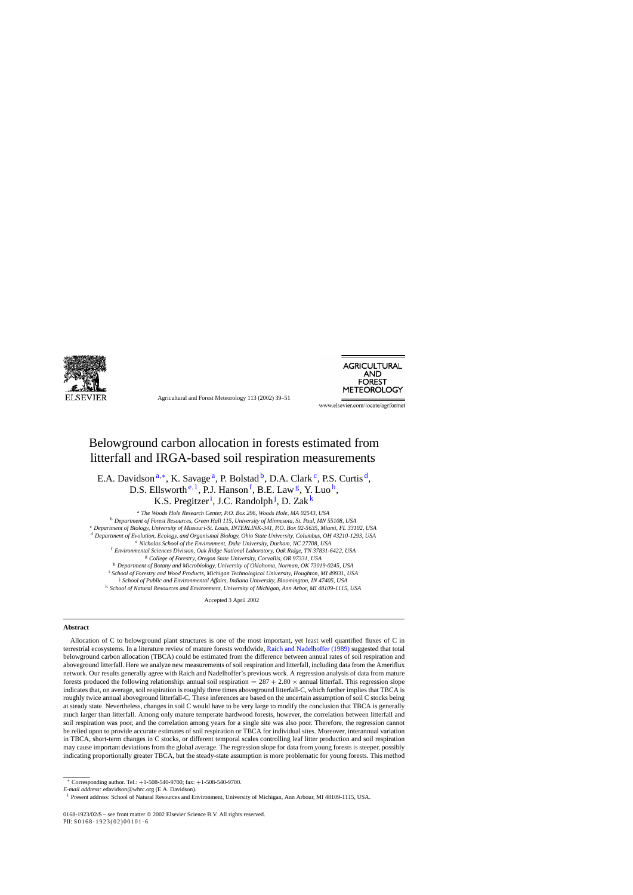# Belowground carbon allocation in forests estimated from litterfall and IRGA-based soil respiration measurements

E.A. Davidson[a,*], K. Savage[a], P. Bolstad[b], D.A. Clark[c], P.S. Curtis[d], D.S. Ellsworth[e,1], P.J. Hanson[f], B.E. Law[g], Y. Luo[h], K.S. Pregitzer[i], J.C. Randolph[j], D. Zak[k]

[a] *The Woods Hole Research Center, P.O. Box 296, Woods Hole, MA 02543, USA*
[b] *Department of Forest Resources, Green Hall 115, University of Minnesota, St. Paul, MN 55108, USA*
[c] *Department of Biology, University of Missouri-St. Louis, INTERLINK-341, P.O. Box 02-5635, Miami, FL 33102, USA*
[d] *Department of Evolution, Ecology, and Organismal Biology, Ohio State University, Columbus, OH 43210-1293, USA*
[e] *Nicholas School of the Environment, Duke University, Durham, NC 27708, USA*
[f] *Environmental Sciences Division, Oak Ridge National Laboratory, Oak Ridge, TN 37831-6422, USA*
[g] *College of Forestry, Oregon State University, Corvallis, OR 97331, USA*
[h] *Department of Botany and Microbiology, University of Oklahoma, Norman, OK 73019-0245, USA*
[i] *School of Forestry and Wood Products, Michigan Technological University, Houghton, MI 49931, USA*
[j] *School of Public and Environmental Affairs, Indiana University, Bloomington, IN 47405, USA*
[k] *School of Natural Resources and Environment, University of Michigan, Ann Arbor, MI 48109-1115, USA*

Accepted 3 April 2002

## Abstract

Allocation of C to belowground plant structures is one of the most important, yet least well quantified fluxes of C in terrestrial ecosystems. In a literature review of mature forests worldwide, Raich and Nadelhoffer (1989) suggested that total belowground carbon allocation (TBCA) could be estimated from the difference between annual rates of soil respiration and aboveground litterfall. Here we analyze new measurements of soil respiration and litterfall, including data from the Ameriflux network. Our results generally agree with Raich and Nadelhoffer's previous work. A regression analysis of data from mature forests produced the following relationship: annual soil respiration $= 287 + 2.80 \times$ annual litterfall. This regression slope indicates that, on average, soil respiration is roughly three times aboveground litterfall-C, which further implies that TBCA is roughly twice annual aboveground litterfall-C. These inferences are based on the uncertain assumption of soil C stocks being at steady state. Nevertheless, changes in soil C would have to be very large to modify the conclusion that TBCA is generally much larger than litterfall. Among only mature temperate hardwood forests, however, the correlation between litterfall and soil respiration was poor, and the correlation among years for a single site was also poor. Therefore, the regression cannot be relied upon to provide accurate estimates of soil respiration or TBCA for individual sites. Moreover, interannual variation in TBCA, short-term changes in C stocks, or different temporal scales controlling leaf litter production and soil respiration may cause important deviations from the global average. The regression slope for data from young forests is steeper, possibly indicating proportionally greater TBCA, but the steady-state assumption is more problematic for young forests. This method

---

\* Corresponding author. Tel.: +1-508-540-9700; fax: +1-508-540-9700.
*E-mail address:* edavidson@whrc.org (E.A. Davidson).
[1] Present address: School of Natural Resources and Environment, University of Michigan, Ann Arbour, MI 48109-1115, USA.

0168-1923/02/$ – see front matter © 2002 Elsevier Science B.V. All rights reserved.
PII: S0168-1923(02)00101-6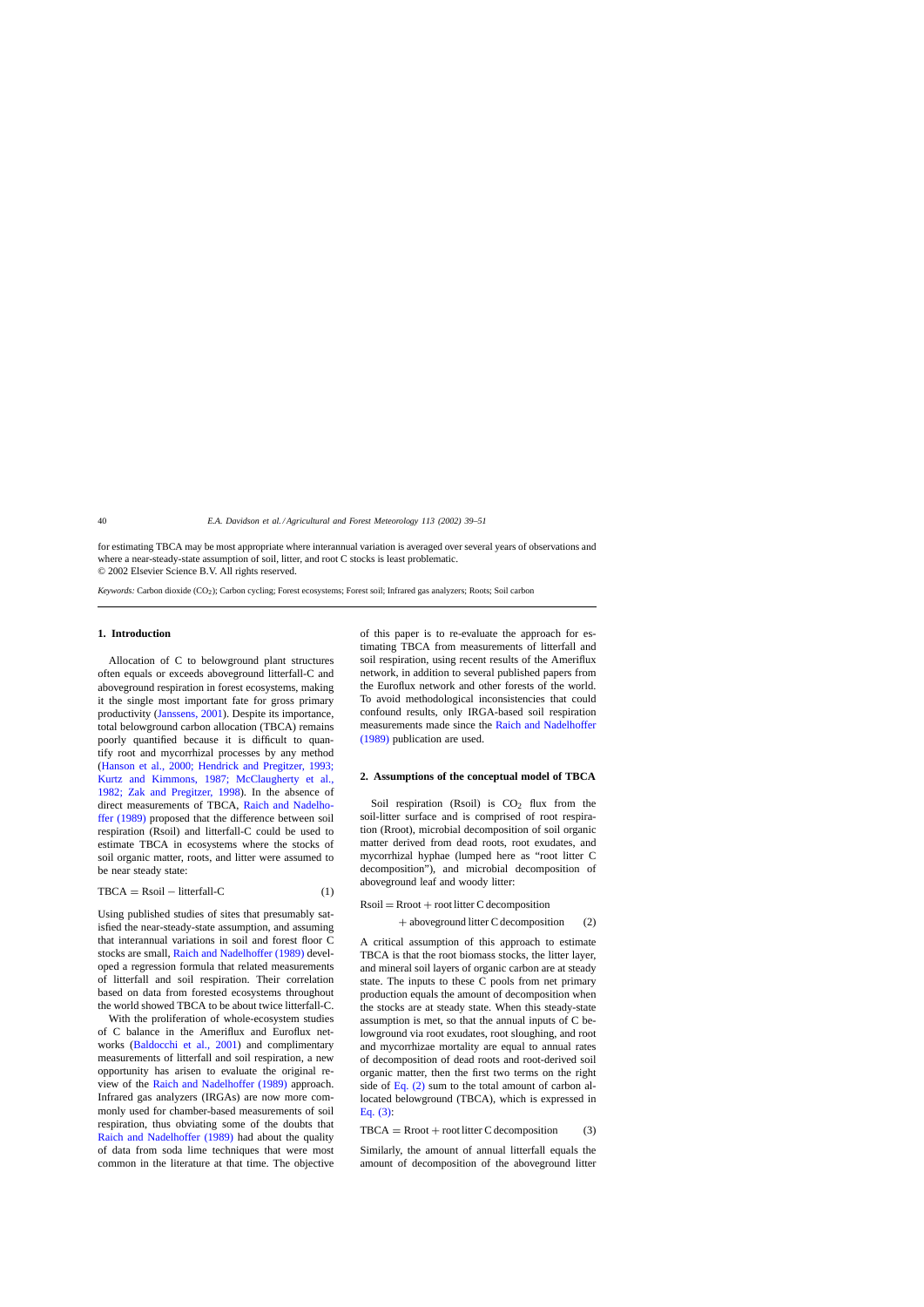for estimating TBCA may be most appropriate where interannual variation is averaged over several years of observations and where a near-steady-state assumption of soil, litter, and root C stocks is least problematic.
© 2002 Elsevier Science B.V. All rights reserved.

*Keywords:* Carbon dioxide ($CO_2$); Carbon cycling; Forest ecosystems; Forest soil; Infrared gas analyzers; Roots; Soil carbon

## 1. Introduction

Allocation of C to belowground plant structures often equals or exceeds aboveground litterfall-C and aboveground respiration in forest ecosystems, making it the single most important fate for gross primary productivity (Janssens, 2001). Despite its importance, total belowground carbon allocation (TBCA) remains poorly quantified because it is difficult to quantify root and mycorrhizal processes by any method (Hanson et al., 2000; Hendrick and Pregitzer, 1993; Kurtz and Kimmons, 1987; McClaugherty et al., 1982; Zak and Pregitzer, 1998). In the absence of direct measurements of TBCA, Raich and Nadelhoffer (1989) proposed that the difference between soil respiration (Rsoil) and litterfall-C could be used to estimate TBCA in ecosystems where the stocks of soil organic matter, roots, and litter were assumed to be near steady state:

$$\text{TBCA} = \text{Rsoil} - \text{litterfall-C} \tag{1}$$

Using published studies of sites that presumably satisfied the near-steady-state assumption, and assuming that interannual variations in soil and forest floor C stocks are small, Raich and Nadelhoffer (1989) developed a regression formula that related measurements of litterfall and soil respiration. Their correlation based on data from forested ecosystems throughout the world showed TBCA to be about twice litterfall-C.

With the proliferation of whole-ecosystem studies of C balance in the Ameriflux and Euroflux networks (Baldocchi et al., 2001) and complimentary measurements of litterfall and soil respiration, a new opportunity has arisen to evaluate the original review of the Raich and Nadelhoffer (1989) approach. Infrared gas analyzers (IRGAs) are now more commonly used for chamber-based measurements of soil respiration, thus obviating some of the doubts that Raich and Nadelhoffer (1989) had about the quality of data from soda lime techniques that were most common in the literature at that time. The objective of this paper is to re-evaluate the approach for estimating TBCA from measurements of litterfall and soil respiration, using recent results of the Ameriflux network, in addition to several published papers from the Euroflux network and other forests of the world. To avoid methodological inconsistencies that could confound results, only IRGA-based soil respiration measurements made since the Raich and Nadelhoffer (1989) publication are used.

## 2. Assumptions of the conceptual model of TBCA

Soil respiration (Rsoil) is $CO_2$ flux from the soil-litter surface and is comprised of root respiration (Rroot), microbial decomposition of soil organic matter derived from dead roots, root exudates, and mycorrhizal hyphae (lumped here as "root litter C decomposition"), and microbial decomposition of aboveground leaf and woody litter:

$$\text{Rsoil} = \text{Rroot} + \text{root litter C decomposition} + \text{aboveground litter C decomposition} \tag{2}$$

A critical assumption of this approach to estimate TBCA is that the root biomass stocks, the litter layer, and mineral soil layers of organic carbon are at steady state. The inputs to these C pools from net primary production equals the amount of decomposition when the stocks are at steady state. When this steady-state assumption is met, so that the annual inputs of C belowground via root exudates, root sloughing, and root and mycorrhizae mortality are equal to annual rates of decomposition of dead roots and root-derived soil organic matter, then the first two terms on the right side of Eq. (2) sum to the total amount of carbon allocated belowground (TBCA), which is expressed in Eq. (3):

$$\text{TBCA} = \text{Rroot} + \text{root litter C decomposition} \tag{3}$$

Similarly, the amount of annual litterfall equals the amount of decomposition of the aboveground litter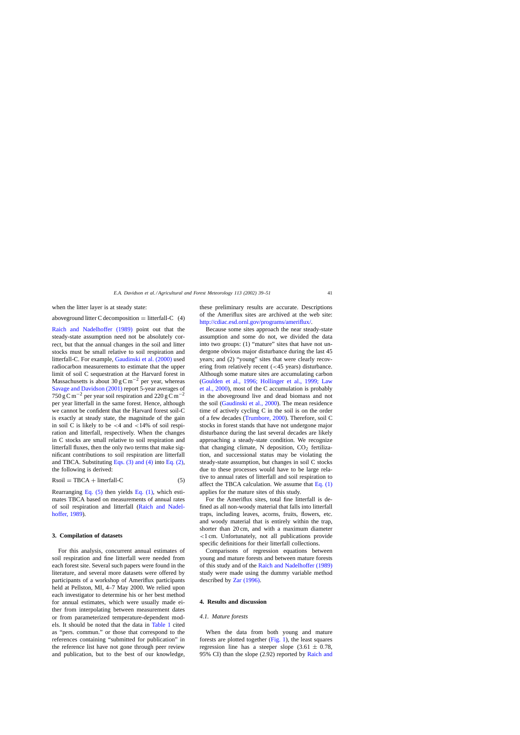when the litter layer is at steady state:

$$\text{aboveground litter C decomposition} = \text{litterfall-C} \quad (4)$$

Raich and Nadelhoffer (1989) point out that the steady-state assumption need not be absolutely correct, but that the annual changes in the soil and litter stocks must be small relative to soil respiration and litterfall-C. For example, Gaudinski et al. (2000) used radiocarbon measurements to estimate that the upper limit of soil C sequestration at the Harvard forest in Massachusetts is about $30\,\text{g C m}^{-2}$ per year, whereas Savage and Davidson (2001) report 5-year averages of $750\,\text{g C m}^{-2}$ per year soil respiration and $220\,\text{g C m}^{-2}$ per year litterfall in the same forest. Hence, although we cannot be confident that the Harvard forest soil-C is exactly at steady state, the magnitude of the gain in soil C is likely to be $<4$ and $<14\%$ of soil respiration and litterfall, respectively. When the changes in C stocks are small relative to soil respiration and litterfall fluxes, then the only two terms that make significant contributions to soil respiration are litterfall and TBCA. Substituting Eqs. (3) and (4) into Eq. (2), the following is derived:

$$\text{Rsoil} = \text{TBCA} + \text{litterfall-C} \quad (5)$$

Rearranging Eq. (5) then yields Eq. (1), which estimates TBCA based on measurements of annual rates of soil respiration and litterfall (Raich and Nadelhoffer, 1989).

## 3. Compilation of datasets

For this analysis, concurrent annual estimates of soil respiration and fine litterfall were needed from each forest site. Several such papers were found in the literature, and several more datasets were offered by participants of a workshop of Ameriflux participants held at Pellston, MI, 4–7 May 2000. We relied upon each investigator to determine his or her best method for annual estimates, which were usually made either from interpolating between measurement dates or from parameterized temperature-dependent models. It should be noted that the data in Table 1 cited as "pers. commun." or those that correspond to the references containing "submitted for publication" in the reference list have not gone through peer review and publication, but to the best of our knowledge, these preliminary results are accurate. Descriptions of the Ameriflux sites are archived at the web site: http://cdiac.esd.ornl.gov/programs/ameriflux/.

Because some sites approach the near steady-state assumption and some do not, we divided the data into two groups: (1) "mature" sites that have not undergone obvious major disturbance during the last 45 years; and (2) "young" sites that were clearly recovering from relatively recent ($<45$ years) disturbance. Although some mature sites are accumulating carbon (Goulden et al., 1996; Hollinger et al., 1999; Law et al., 2000), most of the C accumulation is probably in the aboveground live and dead biomass and not the soil (Gaudinski et al., 2000). The mean residence time of actively cycling C in the soil is on the order of a few decades (Trumbore, 2000). Therefore, soil C stocks in forest stands that have not undergone major disturbance during the last several decades are likely approaching a steady-state condition. We recognize that changing climate, N deposition, $CO_2$ fertilization, and successional status may be violating the steady-state assumption, but changes in soil C stocks due to these processes would have to be large relative to annual rates of litterfall and soil respiration to affect the TBCA calculation. We assume that Eq. (1) applies for the mature sites of this study.

For the Ameriflux sites, total fine litterfall is defined as all non-woody material that falls into litterfall traps, including leaves, acorns, fruits, flowers, etc. and woody material that is entirely within the trap, shorter than 20 cm, and with a maximum diameter $<1$ cm. Unfortunately, not all publications provide specific definitions for their litterfall collections.

Comparisons of regression equations between young and mature forests and between mature forests of this study and of the Raich and Nadelhoffer (1989) study were made using the dummy variable method described by Zar (1996).

## 4. Results and discussion

### 4.1. Mature forests

When the data from both young and mature forests are plotted together (Fig. 1), the least squares regression line has a steeper slope ($3.61 \pm 0.78$, 95% CI) than the slope (2.92) reported by Raich and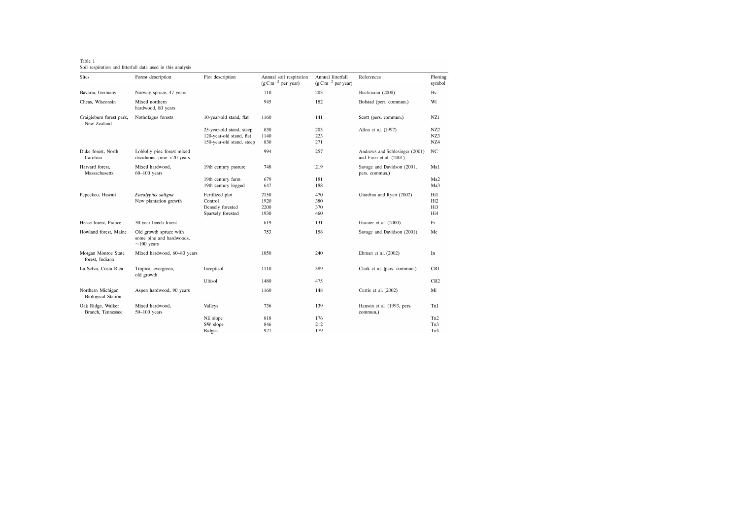Table 1
Soil respiration and litterfall data used in this analysis

| Sites | Forest description | Plot description | Annual soil respiration ($g\,C\,m^{-2}$ per year) | Annual litterfall ($g\,C\,m^{-2}$ per year) | References | Plotting symbol |
|---|---|---|---|---|---|---|
| Bavaria, Germany | Norway spruce, 47 years | | 710 | 203 | Buchmann (2000) | Bv |
| Cheas, Wisconsin | Mixed northern hardwood, 80 years | | 945 | 182 | Bolstad (pers. commun.) | Wi |
| Craigieburn forest park, New Zealand | Nothofagus forests | 10-year-old stand, flat | 1160 | 141 | Scott (pers. commun.) | NZ1 |
| | | 25-year-old stand, steep | 830 | 203 | Allen et al. (1997) | NZ2 |
| | | 120-year-old stand, flat | 1140 | 223 | | NZ3 |
| | | 150-year-old stand, steep | 830 | 271 | | NZ4 |
| Duke forest, North Carolina | Loblolly pine forest mixed deciduous, pine <20 years | | 994 | 257 | Andrews and Schlesinger (2001) and Finzi et al. (2001) | NC |
| Harvard forest, Massachusetts | Mixed hardwood, 60–100 years | 19th century pasture | 748 | 219 | Savage and Davidson (2001, pers. commun.) | Ma1 |
| | | 19th century farm | 679 | 181 | | Ma2 |
| | | 19th century logged | 647 | 188 | | Ma3 |
| Pepeekeo, Hawaii | *Eucalyptus saligna* New plantation growth | Fertilized plot | 2150 | 470 | Giardina and Ryan (2002) | Hi1 |
| | | Control | 1920 | 380 | | Hi2 |
| | | Densely forested | 2200 | 370 | | Hi3 |
| | | Sparsely forested | 1930 | 460 | | Hi4 |
| Hesse forest, France | 30-year beech forest | | 619 | 131 | Granier et al. (2000) | Fr |
| Howland forest, Maine | Old growth spruce with some pine and hardwoods, ~100 years | | 753 | 158 | Savage and Davidson (2001) | Me |
| Morgan Monroe State forest, Indiana | Mixed hardwood, 60–80 years | | 1050 | 240 | Ehman et al. (2002) | In |
| La Selva, Costa Rica | Tropical evergreen, old growth | Inceptisol | 1110 | 389 | Clark et al. (pers. commun.) | CR1 |
| | | Ultisol | 1480 | 475 | | CR2 |
| Northern Michigan Biological Station | Aspen hardwood, 90 years | | 1160 | 148 | Curtis et al. (2002) | Mi |
| Oak Ridge, Walker Branch, Tennessee | Mixed hardwood, 50–100 years | Valleys | 736 | 139 | Hanson et al. (1993, pers. commun.) | Tn1 |
| | | NE slope | 818 | 176 | | Tn2 |
| | | SW slope | 846 | 212 | | Tn3 |
| | | Ridges | 927 | 179 | | Tn4 |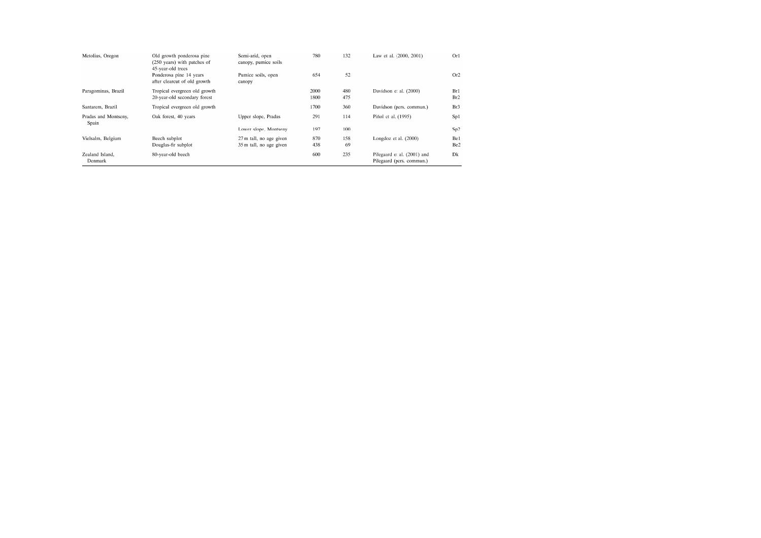| | | | | | | |
|---|---|---|---|---|---|---|
| Metolius, Oregon | Old growth ponderosa pine (250 years) with patches of 45-year-old trees | Semi-arid, open canopy, pumice soils | 780 | 132 | Law et al. (2000, 2001) | Or1 |
| | Ponderosa pine 14 years after clearcut of old growth | Pumice soils, open canopy | 654 | 52 | | Or2 |
| Paragominas, Brazil | Tropical evergreen old growth | | 2000 | 480 | Davidson et al. (2000) | Br1 |
| | 20-year-old secondary forest | | 1800 | 475 | | Br2 |
| Santarem, Brazil | Tropical evergreen old growth | | 1700 | 360 | Davidson (pers. commun.) | Br3 |
| Pradas and Montseny, Spain | Oak forest, 40 years | Upper slope, Pradas | 291 | 114 | Piñol et al. (1995) | Sp1 |
| | | Lower slope, Montseny | 197 | 100 | | Sp2 |
| Vielsalm, Belgium | Beech subplot | 27 m tall, no age given | 870 | 158 | Longdoz et al. (2000) | Be1 |
| | Douglas-fir subplot | 35 m tall, no age given | 438 | 69 | | Be2 |
| Zealand Island, Denmark | 80-year-old beech | | 600 | 235 | Pilegaard et al. (2001) and Pilegaard (pers. commun.) | Dk |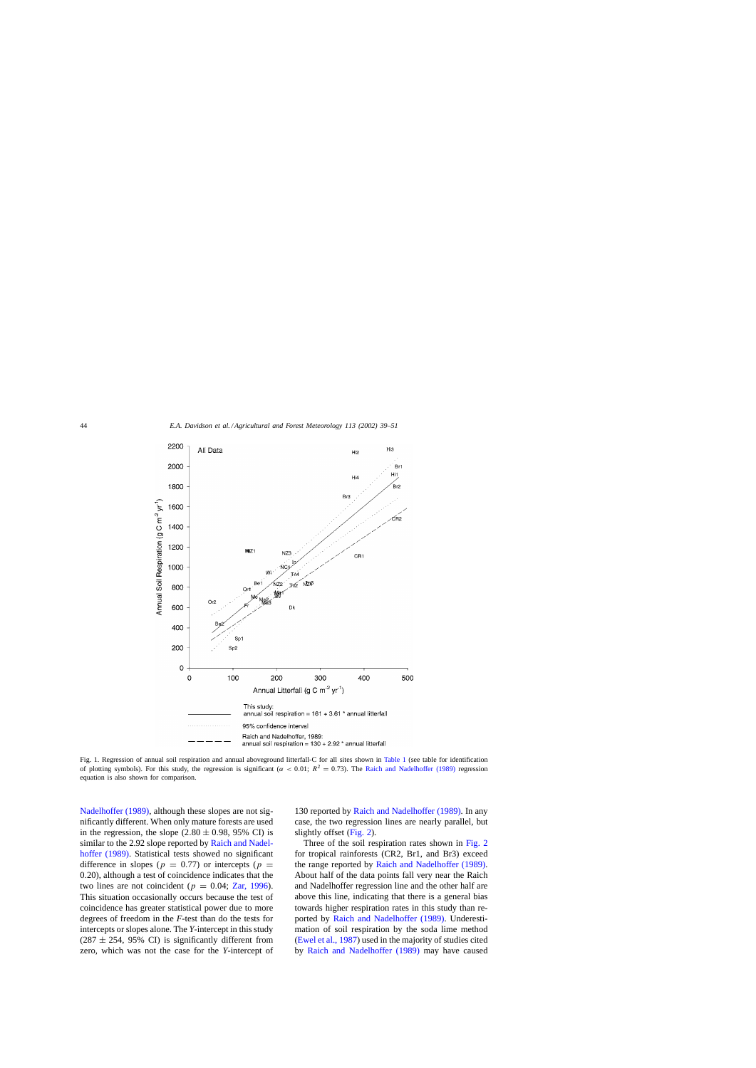Fig. 1. Regression of annual soil respiration and annual aboveground litterfall-C for all sites shown in Table 1 (see table for identification of plotting symbols). For this study, the regression is significant ($\alpha < 0.01$; $R^2 = 0.73$). The Raich and Nadelhoffer (1989) regression equation is also shown for comparison.

Nadelhoffer (1989), although these slopes are not significantly different. When only mature forests are used in the regression, the slope ($2.80 \pm 0.98$, 95% CI) is similar to the 2.92 slope reported by Raich and Nadelhoffer (1989). Statistical tests showed no significant difference in slopes ($p = 0.77$) or intercepts ($p = 0.20$), although a test of coincidence indicates that the two lines are not coincident ($p = 0.04$; Zar, 1996). This situation occasionally occurs because the test of coincidence has greater statistical power due to more degrees of freedom in the *F*-test than do the tests for intercepts or slopes alone. The *Y*-intercept in this study ($287 \pm 254$, 95% CI) is significantly different from zero, which was not the case for the *Y*-intercept of 130 reported by Raich and Nadelhoffer (1989). In any case, the two regression lines are nearly parallel, but slightly offset (Fig. 2).

Three of the soil respiration rates shown in Fig. 2 for tropical rainforests (CR2, Br1, and Br3) exceed the range reported by Raich and Nadelhoffer (1989). About half of the data points fall very near the Raich and Nadelhoffer regression line and the other half are above this line, indicating that there is a general bias towards higher respiration rates in this study than reported by Raich and Nadelhoffer (1989). Underestimation of soil respiration by the soda lime method (Ewel et al., 1987) used in the majority of studies cited by Raich and Nadelhoffer (1989) may have caused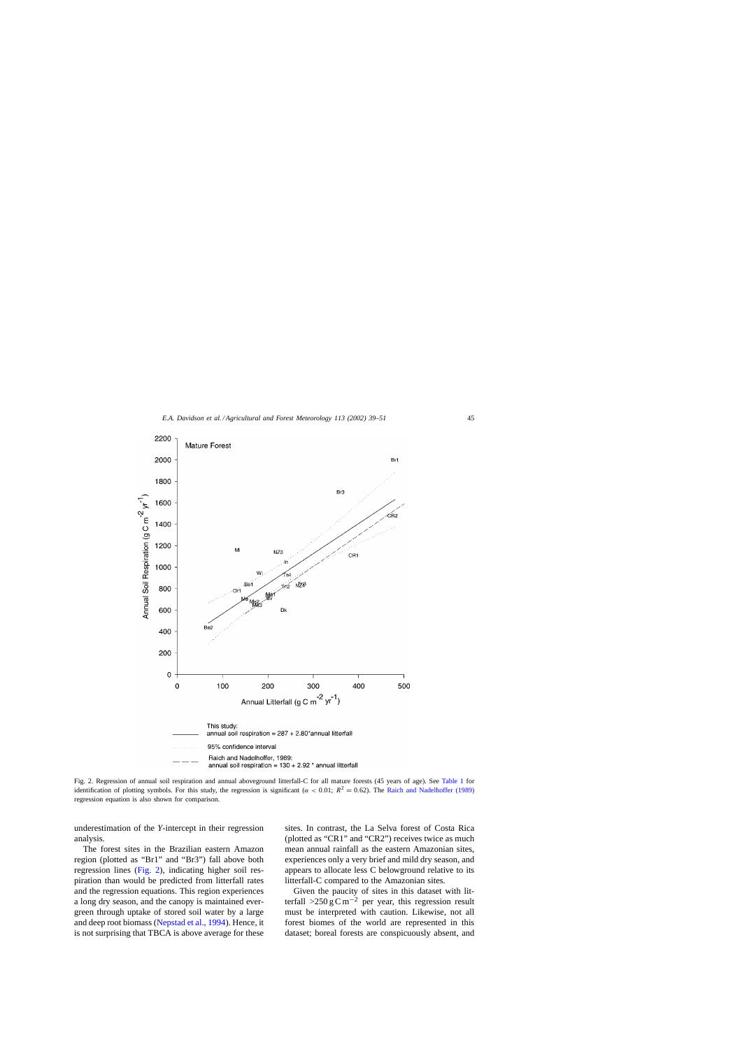Fig. 2. Regression of annual soil respiration and annual aboveground litterfall-C for all mature forests (45 years of age). See Table 1 for identification of plotting symbols. For this study, the regression is significant ($\alpha < 0.01$; $R^2 = 0.62$). The Raich and Nadelhoffer (1989) regression equation is also shown for comparison.

underestimation of the *Y*-intercept in their regression analysis.

The forest sites in the Brazilian eastern Amazon region (plotted as "Br1" and "Br3") fall above both regression lines (Fig. 2), indicating higher soil respiration than would be predicted from litterfall rates and the regression equations. This region experiences a long dry season, and the canopy is maintained evergreen through uptake of stored soil water by a large and deep root biomass (Nepstad et al., 1994). Hence, it is not surprising that TBCA is above average for these sites. In contrast, the La Selva forest of Costa Rica (plotted as "CR1" and "CR2") receives twice as much mean annual rainfall as the eastern Amazonian sites, experiences only a very brief and mild dry season, and appears to allocate less C belowground relative to its litterfall-C compared to the Amazonian sites.

Given the paucity of sites in this dataset with litterfall $>250\,g\,C\,m^{-2}$ per year, this regression result must be interpreted with caution. Likewise, not all forest biomes of the world are represented in this dataset; boreal forests are conspicuously absent, and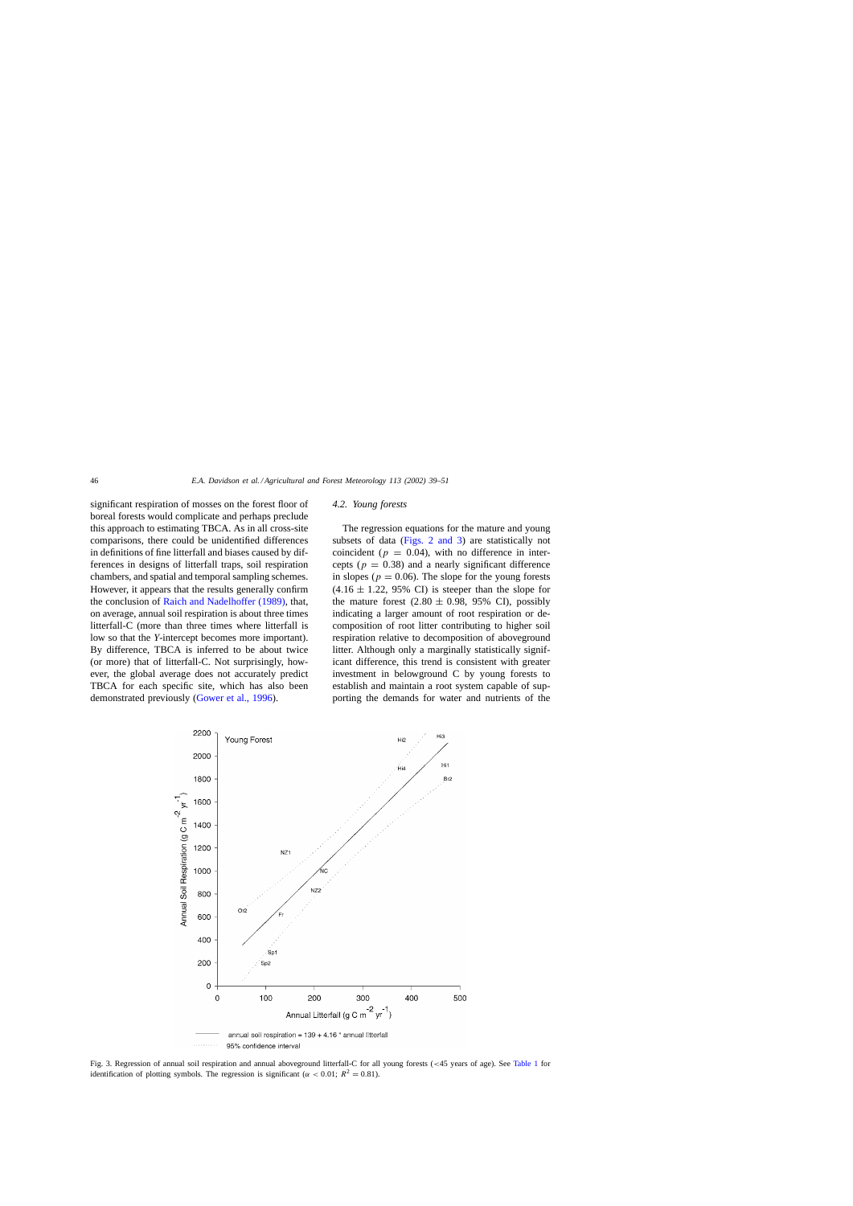significant respiration of mosses on the forest floor of boreal forests would complicate and perhaps preclude this approach to estimating TBCA. As in all cross-site comparisons, there could be unidentified differences in definitions of fine litterfall and biases caused by differences in designs of litterfall traps, soil respiration chambers, and spatial and temporal sampling schemes. However, it appears that the results generally confirm the conclusion of Raich and Nadelhoffer (1989), that, on average, annual soil respiration is about three times litterfall-C (more than three times where litterfall is low so that the *Y*-intercept becomes more important). By difference, TBCA is inferred to be about twice (or more) that of litterfall-C. Not surprisingly, however, the global average does not accurately predict TBCA for each specific site, which has also been demonstrated previously (Gower et al., 1996).

### 4.2. Young forests

The regression equations for the mature and young subsets of data (Figs. 2 and 3) are statistically not coincident ($p = 0.04$), with no difference in intercepts ($p = 0.38$) and a nearly significant difference in slopes ($p = 0.06$). The slope for the young forests ($4.16 \pm 1.22$, 95% CI) is steeper than the slope for the mature forest ($2.80 \pm 0.98$, 95% CI), possibly indicating a larger amount of root respiration or decomposition of root litter contributing to higher soil respiration relative to decomposition of aboveground litter. Although only a marginally statistically significant difference, this trend is consistent with greater investment in belowground C by young forests to establish and maintain a root system capable of supporting the demands for water and nutrients of the

Fig. 3. Regression of annual soil respiration and annual aboveground litterfall-C for all young forests (<45 years of age). See Table 1 for identification of plotting symbols. The regression is significant ($\alpha < 0.01$; $R^2 = 0.81$).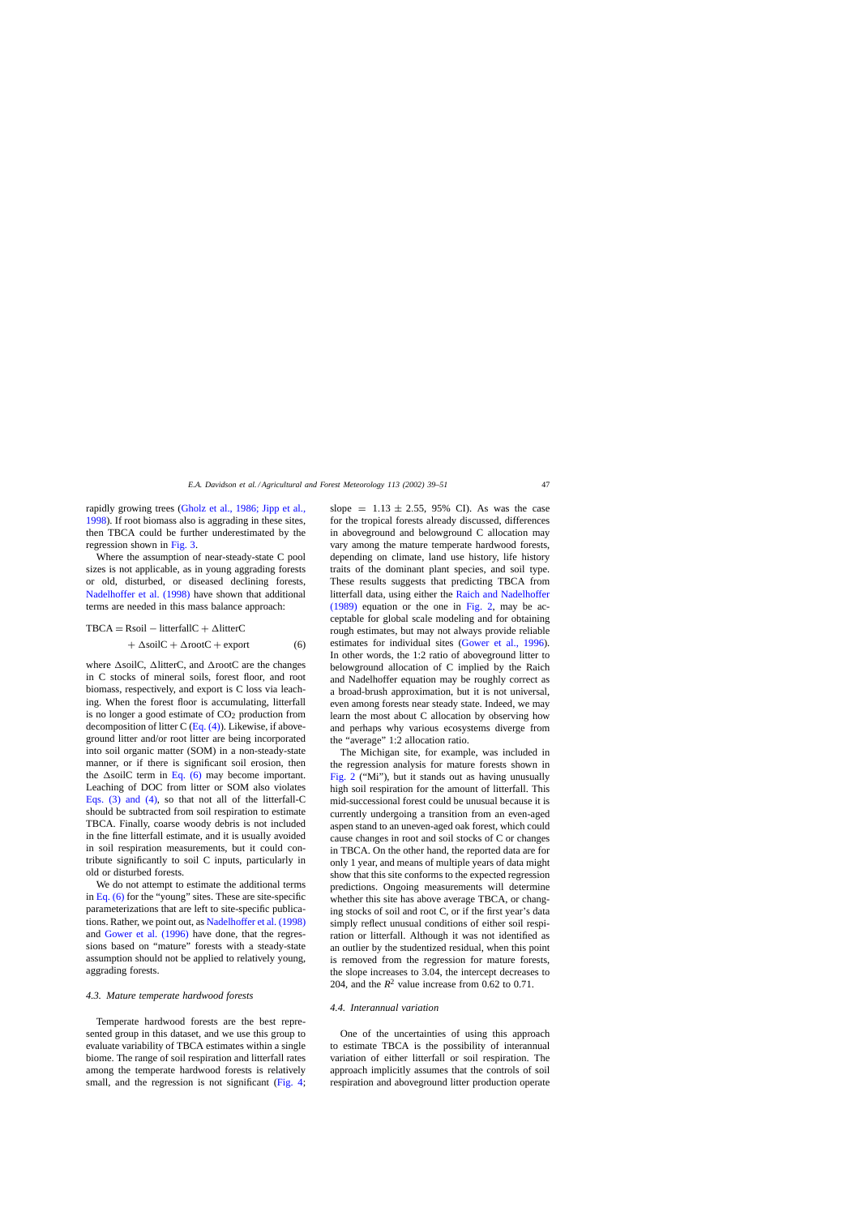rapidly growing trees (Gholz et al., 1986; Jipp et al., 1998). If root biomass also is aggrading in these sites, then TBCA could be further underestimated by the regression shown in Fig. 3.

Where the assumption of near-steady-state C pool sizes is not applicable, as in young aggrading forests or old, disturbed, or diseased declining forests, Nadelhoffer et al. (1998) have shown that additional terms are needed in this mass balance approach:

$$\mathrm{TBCA} = \mathrm{Rsoil} - \mathrm{litterfallC} + \Delta\mathrm{litterC} + \Delta\mathrm{soilC} + \Delta\mathrm{rootC} + \mathrm{export} \qquad (6)$$

where $\Delta$soilC, $\Delta$litterC, and $\Delta$rootC are the changes in C stocks of mineral soils, forest floor, and root biomass, respectively, and export is C loss via leaching. When the forest floor is accumulating, litterfall is no longer a good estimate of $CO_2$ production from decomposition of litter C (Eq. (4)). Likewise, if aboveground litter and/or root litter are being incorporated into soil organic matter (SOM) in a non-steady-state manner, or if there is significant soil erosion, then the $\Delta$soilC term in Eq. (6) may become important. Leaching of DOC from litter or SOM also violates Eqs. (3) and (4), so that not all of the litterfall-C should be subtracted from soil respiration to estimate TBCA. Finally, coarse woody debris is not included in the fine litterfall estimate, and it is usually avoided in soil respiration measurements, but it could contribute significantly to soil C inputs, particularly in old or disturbed forests.

We do not attempt to estimate the additional terms in Eq. (6) for the "young" sites. These are site-specific parameterizations that are left to site-specific publications. Rather, we point out, as Nadelhoffer et al. (1998) and Gower et al. (1996) have done, that the regressions based on "mature" forests with a steady-state assumption should not be applied to relatively young, aggrading forests.

### 4.3. Mature temperate hardwood forests

Temperate hardwood forests are the best represented group in this dataset, and we use this group to evaluate variability of TBCA estimates within a single biome. The range of soil respiration and litterfall rates among the temperate hardwood forests is relatively small, and the regression is not significant (Fig. 4; slope $= 1.13 \pm 2.55$, 95% CI). As was the case for the tropical forests already discussed, differences in aboveground and belowground C allocation may vary among the mature temperate hardwood forests, depending on climate, land use history, life history traits of the dominant plant species, and soil type. These results suggests that predicting TBCA from litterfall data, using either the Raich and Nadelhoffer (1989) equation or the one in Fig. 2, may be acceptable for global scale modeling and for obtaining rough estimates, but may not always provide reliable estimates for individual sites (Gower et al., 1996). In other words, the 1:2 ratio of aboveground litter to belowground allocation of C implied by the Raich and Nadelhoffer equation may be roughly correct as a broad-brush approximation, but it is not universal, even among forests near steady state. Indeed, we may learn the most about C allocation by observing how and perhaps why various ecosystems diverge from the "average" 1:2 allocation ratio.

The Michigan site, for example, was included in the regression analysis for mature forests shown in Fig. 2 ("Mi"), but it stands out as having unusually high soil respiration for the amount of litterfall. This mid-successional forest could be unusual because it is currently undergoing a transition from an even-aged aspen stand to an uneven-aged oak forest, which could cause changes in root and soil stocks of C or changes in TBCA. On the other hand, the reported data are for only 1 year, and means of multiple years of data might show that this site conforms to the expected regression predictions. Ongoing measurements will determine whether this site has above average TBCA, or changing stocks of soil and root C, or if the first year's data simply reflect unusual conditions of either soil respiration or litterfall. Although it was not identified as an outlier by the studentized residual, when this point is removed from the regression for mature forests, the slope increases to 3.04, the intercept decreases to 204, and the $R^2$ value increase from 0.62 to 0.71.

### 4.4. Interannual variation

One of the uncertainties of using this approach to estimate TBCA is the possibility of interannual variation of either litterfall or soil respiration. The approach implicitly assumes that the controls of soil respiration and aboveground litter production operate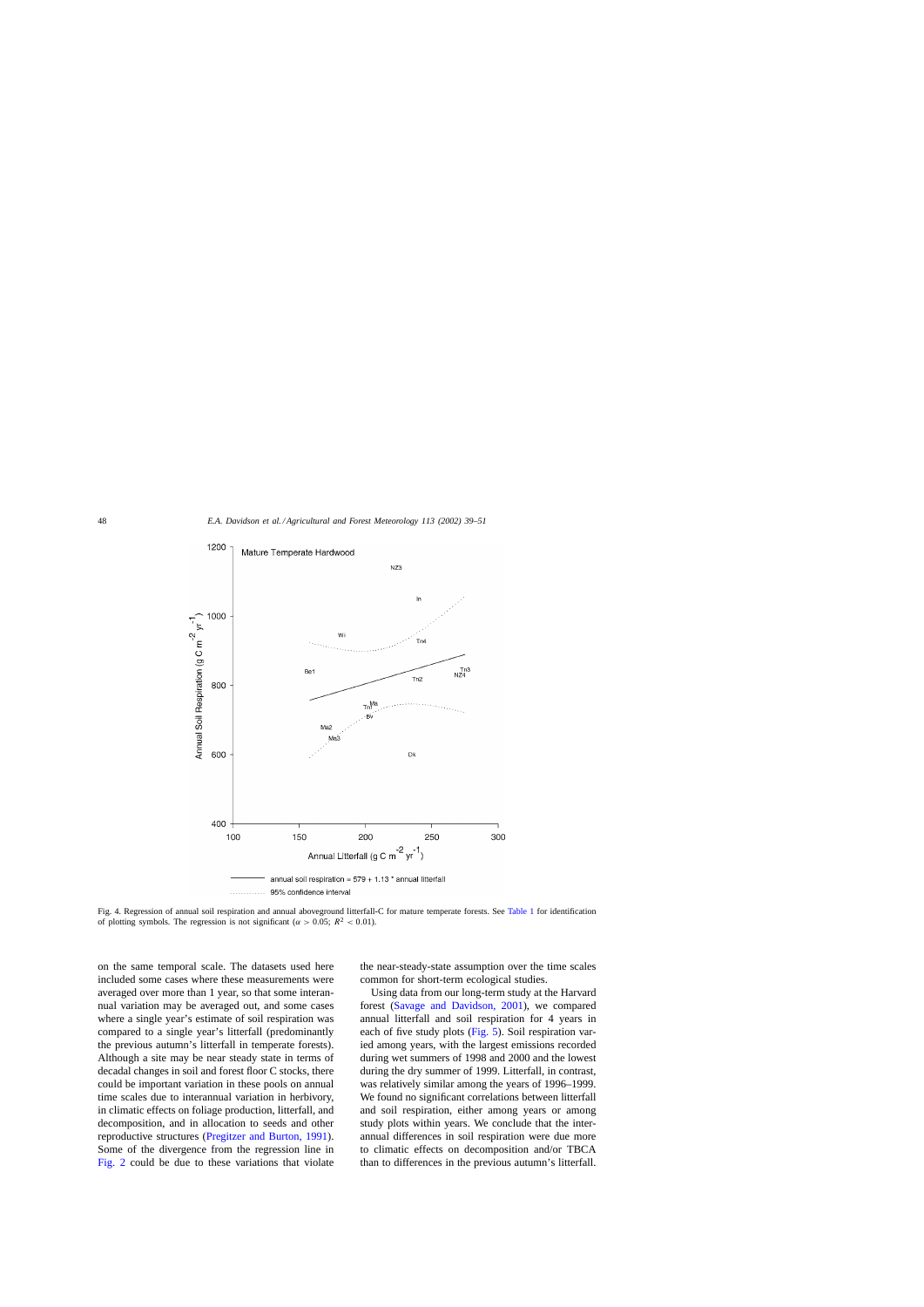Fig. 4. Regression of annual soil respiration and annual aboveground litterfall-C for mature temperate forests. See Table 1 for identification of plotting symbols. The regression is not significant ($\alpha > 0.05$; $R^2 < 0.01$).

on the same temporal scale. The datasets used here included some cases where these measurements were averaged over more than 1 year, so that some interannual variation may be averaged out, and some cases where a single year's estimate of soil respiration was compared to a single year's litterfall (predominantly the previous autumn's litterfall in temperate forests). Although a site may be near steady state in terms of decadal changes in soil and forest floor C stocks, there could be important variation in these pools on annual time scales due to interannual variation in herbivory, in climatic effects on foliage production, litterfall, and decomposition, and in allocation to seeds and other reproductive structures (Pregitzer and Burton, 1991). Some of the divergence from the regression line in Fig. 2 could be due to these variations that violate the near-steady-state assumption over the time scales common for short-term ecological studies.

Using data from our long-term study at the Harvard forest (Savage and Davidson, 2001), we compared annual litterfall and soil respiration for 4 years in each of five study plots (Fig. 5). Soil respiration varied among years, with the largest emissions recorded during wet summers of 1998 and 2000 and the lowest during the dry summer of 1999. Litterfall, in contrast, was relatively similar among the years of 1996–1999. We found no significant correlations between litterfall and soil respiration, either among years or among study plots within years. We conclude that the interannual differences in soil respiration were due more to climatic effects on decomposition and/or TBCA than to differences in the previous autumn's litterfall.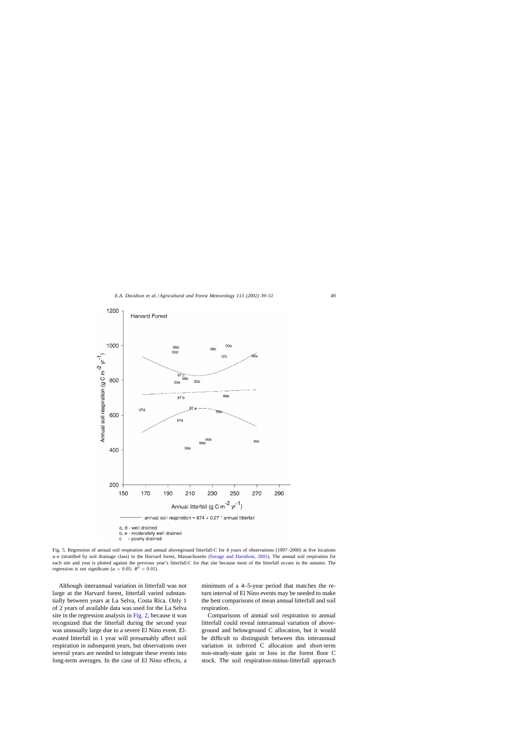Fig. 5. Regression of annual soil respiration and annual aboveground litterfall-C for 4 years of observations (1997–2000) at five locations a–e (stratified by soil drainage class) in the Harvard forest, Massachusetts (Savage and Davidson, 2001). The annual soil respiration for each site and year is plotted against the previous year's litterfall-C for that site because most of the litterfall occurs in the autumn. The regression is not significant ($\alpha > 0.05$; $R^2 < 0.01$).

Although interannual variation in litterfall was not large at the Harvard forest, litterfall varied substantially between years at La Selva, Costa Rica. Only 1 of 2 years of available data was used for the La Selva site in the regression analysis in Fig. 2, because it was recognized that the litterfall during the second year was unusually large due to a severe El Nino event. Elevated litterfall in 1 year will presumably affect soil respiration in subsequent years, but observations over several years are needed to integrate these events into long-term averages. In the case of El Nino effects, a minimum of a 4–5-year period that matches the return interval of El Nino events may be needed to make the best comparisons of mean annual litterfall and soil respiration.

Comparisons of annual soil respiration to annual litterfall could reveal interannual variation of aboveground and belowground C allocation, but it would be difficult to distinguish between this interannual variation in inferred C allocation and short-term non-steady-state gain or loss in the forest floor C stock. The soil respiration-minus-litterfall approach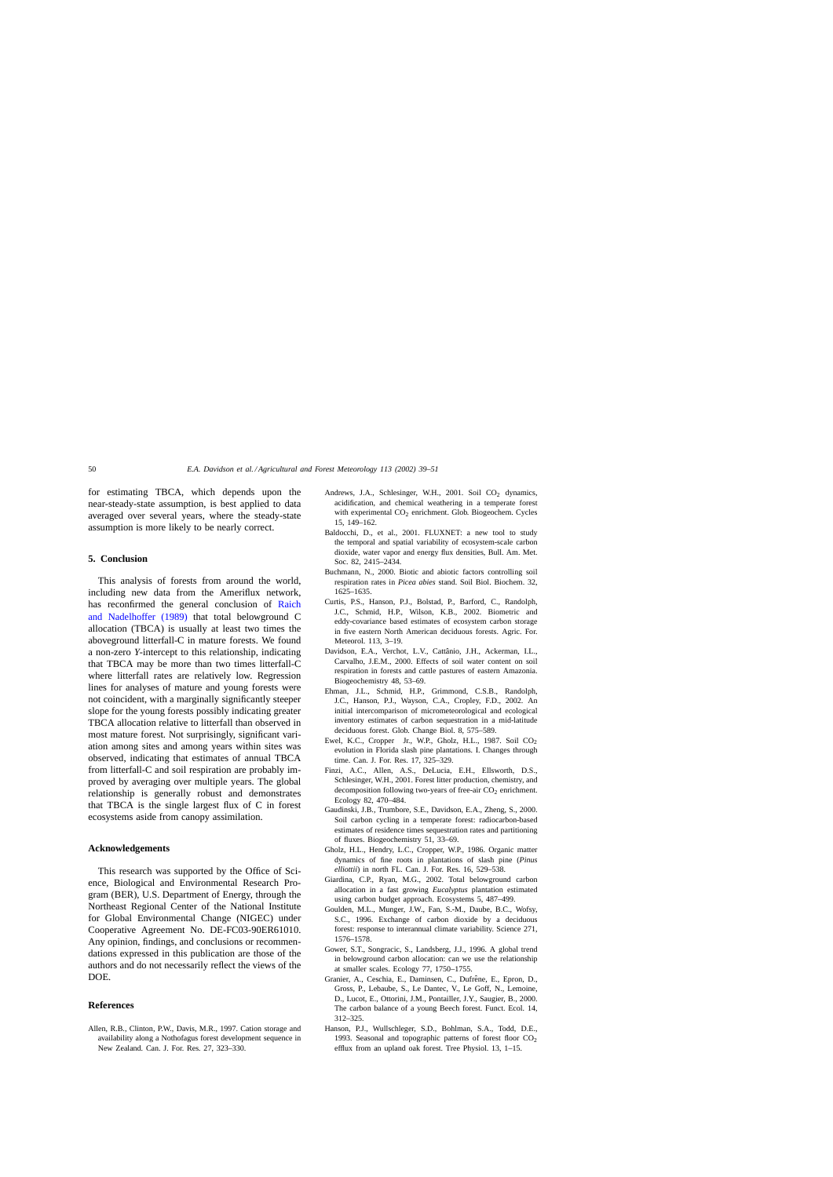for estimating TBCA, which depends upon the near-steady-state assumption, is best applied to data averaged over several years, where the steady-state assumption is more likely to be nearly correct.

## 5. Conclusion

This analysis of forests from around the world, including new data from the Ameriflux network, has reconfirmed the general conclusion of Raich and Nadelhoffer (1989) that total belowground C allocation (TBCA) is usually at least two times the aboveground litterfall-C in mature forests. We found a non-zero *Y*-intercept to this relationship, indicating that TBCA may be more than two times litterfall-C where litterfall rates are relatively low. Regression lines for analyses of mature and young forests were not coincident, with a marginally significantly steeper slope for the young forests possibly indicating greater TBCA allocation relative to litterfall than observed in most mature forest. Not surprisingly, significant variation among sites and among years within sites was observed, indicating that estimates of annual TBCA from litterfall-C and soil respiration are probably improved by averaging over multiple years. The global relationship is generally robust and demonstrates that TBCA is the single largest flux of C in forest ecosystems aside from canopy assimilation.

## Acknowledgements

This research was supported by the Office of Science, Biological and Environmental Research Program (BER), U.S. Department of Energy, through the Northeast Regional Center of the National Institute for Global Environmental Change (NIGEC) under Cooperative Agreement No. DE-FC03-90ER61010. Any opinion, findings, and conclusions or recommendations expressed in this publication are those of the authors and do not necessarily reflect the views of the DOE.

## References

Allen, R.B., Clinton, P.W., Davis, M.R., 1997. Cation storage and availability along a Nothofagus forest development sequence in New Zealand. Can. J. For. Res. 27, 323–330.

Andrews, J.A., Schlesinger, W.H., 2001. Soil $CO_2$ dynamics, acidification, and chemical weathering in a temperate forest with experimental $CO_2$ enrichment. Glob. Biogeochem. Cycles 15, 149–162.

Baldocchi, D., et al., 2001. FLUXNET: a new tool to study the temporal and spatial variability of ecosystem-scale carbon dioxide, water vapor and energy flux densities, Bull. Am. Met. Soc. 82, 2415–2434.

Buchmann, N., 2000. Biotic and abiotic factors controlling soil respiration rates in *Picea abies* stand. Soil Biol. Biochem. 32, 1625–1635.

Curtis, P.S., Hanson, P.J., Bolstad, P., Barford, C., Randolph, J.C., Schmid, H.P., Wilson, K.B., 2002. Biometric and eddy-covariance based estimates of ecosystem carbon storage in five eastern North American deciduous forests. Agric. For. Meteorol. 113, 3–19.

Davidson, E.A., Verchot, L.V., Cattânio, J.H., Ackerman, I.L., Carvalho, J.E.M., 2000. Effects of soil water content on soil respiration in forests and cattle pastures of eastern Amazonia. Biogeochemistry 48, 53–69.

Ehman, J.L., Schmid, H.P., Grimmond, C.S.B., Randolph, J.C., Hanson, P.J., Wayson, C.A., Cropley, F.D., 2002. An initial intercomparison of micrometeorological and ecological inventory estimates of carbon sequestration in a mid-latitude deciduous forest. Glob. Change Biol. 8, 575–589.

Ewel, K.C., Cropper Jr., W.P., Gholz, H.L., 1987. Soil $CO_2$ evolution in Florida slash pine plantations. I. Changes through time. Can. J. For. Res. 17, 325–329.

Finzi, A.C., Allen, A.S., DeLucia, E.H., Ellsworth, D.S., Schlesinger, W.H., 2001. Forest litter production, chemistry, and decomposition following two-years of free-air $CO_2$ enrichment. Ecology 82, 470–484.

Gaudinski, J.B., Trumbore, S.E., Davidson, E.A., Zheng, S., 2000. Soil carbon cycling in a temperate forest: radiocarbon-based estimates of residence times sequestration rates and partitioning of fluxes. Biogeochemistry 51, 33–69.

Gholz, H.L., Hendry, L.C., Cropper, W.P., 1986. Organic matter dynamics of fine roots in plantations of slash pine (*Pinus elliottii*) in north FL. Can. J. For. Res. 16, 529–538.

Giardina, C.P., Ryan, M.G., 2002. Total belowground carbon allocation in a fast growing *Eucalyptus* plantation estimated using carbon budget approach. Ecosystems 5, 487–499.

Goulden, M.L., Munger, J.W., Fan, S.-M., Daube, B.C., Wofsy, S.C., 1996. Exchange of carbon dioxide by a deciduous forest: response to interannual climate variability. Science 271, 1576–1578.

Gower, S.T., Songracic, S., Landsberg, J.J., 1996. A global trend in belowground carbon allocation: can we use the relationship at smaller scales. Ecology 77, 1750–1755.

Granier, A., Ceschia, E., Daminsen, C., Dufrêne, E., Epron, D., Gross, P., Lebaube, S., Le Dantec, V., Le Goff, N., Lemoine, D., Lucot, E., Ottorini, J.M., Pontailler, J.Y., Saugier, B., 2000. The carbon balance of a young Beech forest. Funct. Ecol. 14, 312–325.

Hanson, P.J., Wullschleger, S.D., Bohlman, S.A., Todd, D.E., 1993. Seasonal and topographic patterns of forest floor $CO_2$ efflux from an upland oak forest. Tree Physiol. 13, 1–15.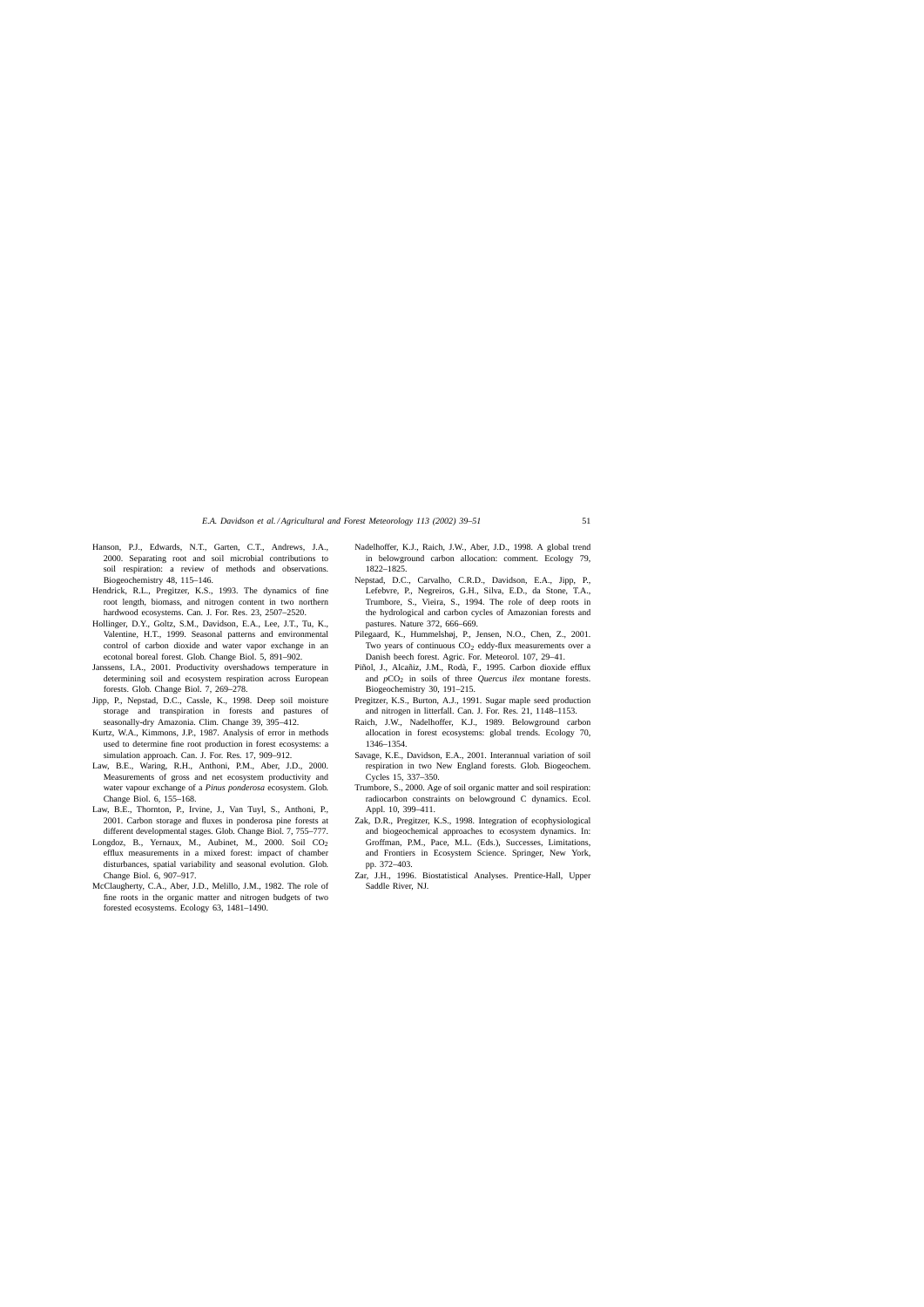Hanson, P.J., Edwards, N.T., Garten, C.T., Andrews, J.A., 2000. Separating root and soil microbial contributions to soil respiration: a review of methods and observations. Biogeochemistry 48, 115–146.

Hendrick, R.L., Pregitzer, K.S., 1993. The dynamics of fine root length, biomass, and nitrogen content in two northern hardwood ecosystems. Can. J. For. Res. 23, 2507–2520.

Hollinger, D.Y., Goltz, S.M., Davidson, E.A., Lee, J.T., Tu, K., Valentine, H.T., 1999. Seasonal patterns and environmental control of carbon dioxide and water vapor exchange in an ecotonal boreal forest. Glob. Change Biol. 5, 891–902.

Janssens, I.A., 2001. Productivity overshadows temperature in determining soil and ecosystem respiration across European forests. Glob. Change Biol. 7, 269–278.

Jipp, P., Nepstad, D.C., Cassle, K., 1998. Deep soil moisture storage and transpiration in forests and pastures of seasonally-dry Amazonia. Clim. Change 39, 395–412.

Kurtz, W.A., Kimmons, J.P., 1987. Analysis of error in methods used to determine fine root production in forest ecosystems: a simulation approach. Can. J. For. Res. 17, 909–912.

Law, B.E., Waring, R.H., Anthoni, P.M., Aber, J.D., 2000. Measurements of gross and net ecosystem productivity and water vapour exchange of a *Pinus ponderosa* ecosystem. Glob. Change Biol. 6, 155–168.

Law, B.E., Thornton, P., Irvine, J., Van Tuyl, S., Anthoni, P., 2001. Carbon storage and fluxes in ponderosa pine forests at different developmental stages. Glob. Change Biol. 7, 755–777.

Longdoz, B., Yernaux, M., Aubinet, M., 2000. Soil $CO_2$ efflux measurements in a mixed forest: impact of chamber disturbances, spatial variability and seasonal evolution. Glob. Change Biol. 6, 907–917.

McClaugherty, C.A., Aber, J.D., Melillo, J.M., 1982. The role of fine roots in the organic matter and nitrogen budgets of two forested ecosystems. Ecology 63, 1481–1490.

Nadelhoffer, K.J., Raich, J.W., Aber, J.D., 1998. A global trend in belowground carbon allocation: comment. Ecology 79, 1822–1825.

Nepstad, D.C., Carvalho, C.R.D., Davidson, E.A., Jipp, P., Lefebvre, P., Negreiros, G.H., Silva, E.D., da Stone, T.A., Trumbore, S., Vieira, S., 1994. The role of deep roots in the hydrological and carbon cycles of Amazonian forests and pastures. Nature 372, 666–669.

Pilegaard, K., Hummelshøj, P., Jensen, N.O., Chen, Z., 2001. Two years of continuous $CO_2$ eddy-flux measurements over a Danish beech forest. Agric. For. Meteorol. 107, 29–41.

Piñol, J., Alcañiz, J.M., Rodà, F., 1995. Carbon dioxide efflux and $pCO_2$ in soils of three *Quercus ilex* montane forests. Biogeochemistry 30, 191–215.

Pregitzer, K.S., Burton, A.J., 1991. Sugar maple seed production and nitrogen in litterfall. Can. J. For. Res. 21, 1148–1153.

Raich, J.W., Nadelhoffer, K.J., 1989. Belowground carbon allocation in forest ecosystems: global trends. Ecology 70, 1346–1354.

Savage, K.E., Davidson, E.A., 2001. Interannual variation of soil respiration in two New England forests. Glob. Biogeochem. Cycles 15, 337–350.

Trumbore, S., 2000. Age of soil organic matter and soil respiration: radiocarbon constraints on belowground C dynamics. Ecol. Appl. 10, 399–411.

Zak, D.R., Pregitzer, K.S., 1998. Integration of ecophysiological and biogeochemical approaches to ecosystem dynamics. In: Groffman, P.M., Pace, M.L. (Eds.), Successes, Limitations, and Frontiers in Ecosystem Science. Springer, New York, pp. 372–403.

Zar, J.H., 1996. Biostatistical Analyses. Prentice-Hall, Upper Saddle River, NJ.